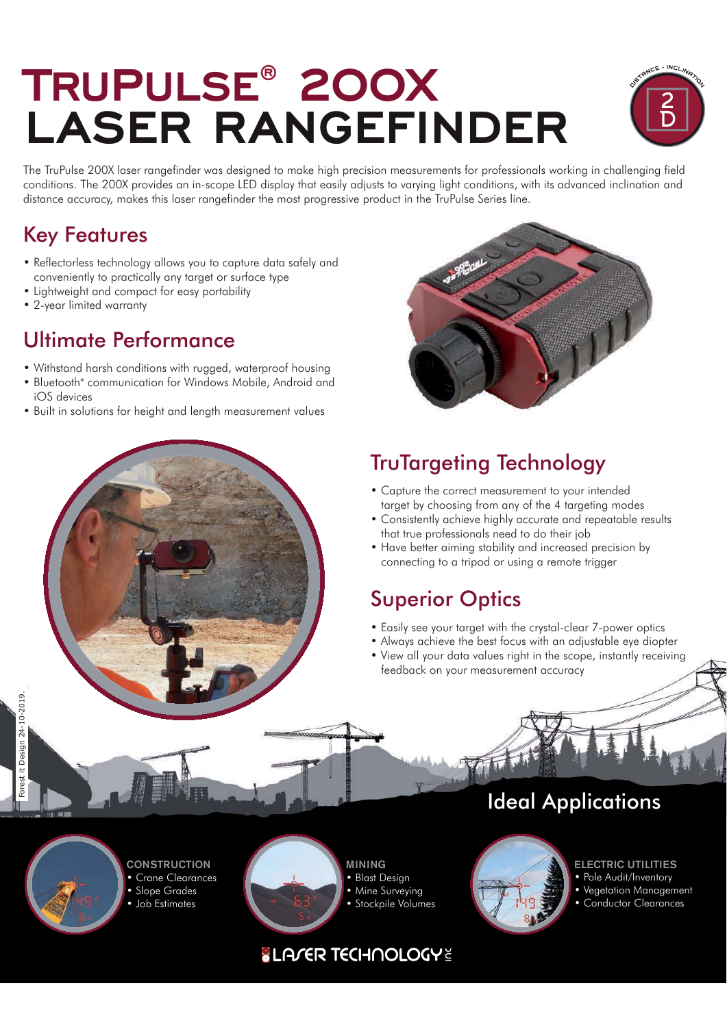# TruPulse® 200X Laser Rangefinder

The TruPulse 200X laser rangefinder was designed to make high precision measurements for professionals working in challenging field conditions. The 200X provides an in-scope LED display that easily adjusts to varying light conditions, with its advanced inclination and distance accuracy, makes this laser rangefinder the most progressive product in the TruPulse Series line.

## Key Features

- Reflectorless technology allows you to capture data safely and conveniently to practically any target or surface type
- Lightweight and compact for easy portability
- 2-year limited warranty

## Ultimate Performance

- Withstand harsh conditions with rugged, waterproof housing
- Bluetooth® communication for Windows Mobile, Android and iOS devices
- Built in solutions for height and length measurement values

## TruTargeting Technology

- Capture the correct measurement to your intended target by choosing from any of the 4 targeting modes
- Consistently achieve highly accurate and repeatable results that true professionals need to do their job
- Have better aiming stability and increased precision by connecting to a tripod or using a remote trigger

## Superior Optics

- Easily see your target with the crystal-clear 7-power optics
- Always achieve the best focus with an adjustable eye diopter
- View all your data values right in the scope, instantly receiving feedback on your measurement accuracy

## Ideal Applications

**CONSTRUCTION**
- Crane Clearances
- Slope Grades
- Job Estimates

**MINING**
- Blast Design
- Mine Surveying
- Stockpile Volumes

**ELECTRIC UTILITIES**
- Pole Audit/Inventory
- Vegetation Management
- Conductor Clearances

LASER TECHNOLOGY INC

Forest it Design 24-10-2019.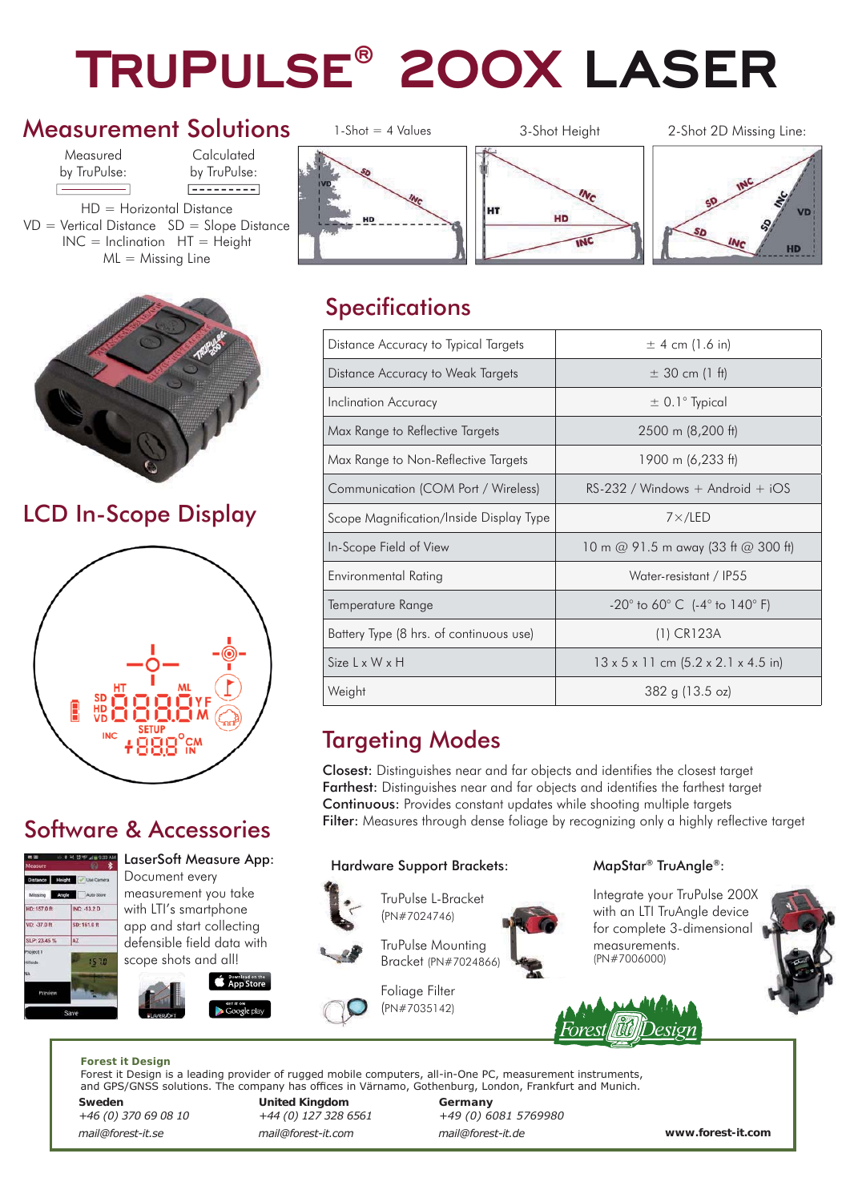# TRUPULSE® 200X LASER

## Measurement Solutions

Measured by TruPulse: Calculated by TruPulse:

HD = Horizontal Distance
VD = Vertical Distance SD = Slope Distance
INC = Inclination HT = Height
ML = Missing Line

1-Shot = 4 Values

3-Shot Height

2-Shot 2D Missing Line:

## LCD In-Scope Display

## Specifications

| | |
|---|---|
| Distance Accuracy to Typical Targets | ± 4 cm (1.6 in) |
| Distance Accuracy to Weak Targets | ± 30 cm (1 ft) |
| Inclination Accuracy | ± 0.1° Typical |
| Max Range to Reflective Targets | 2500 m (8,200 ft) |
| Max Range to Non-Reflective Targets | 1900 m (6,233 ft) |
| Communication (COM Port / Wireless) | RS-232 / Windows + Android + iOS |
| Scope Magnification/Inside Display Type | 7×/LED |
| In-Scope Field of View | 10 m @ 91.5 m away (33 ft @ 300 ft) |
| Environmental Rating | Water-resistant / IP55 |
| Temperature Range | -20° to 60° C (-4° to 140° F) |
| Battery Type (8 hrs. of continuous use) | (1) CR123A |
| Size L x W x H | 13 x 5 x 11 cm (5.2 x 2.1 x 4.5 in) |
| Weight | 382 g (13.5 oz) |

## Targeting Modes

**Closest:** Distinguishes near and far objects and identifies the closest target
**Farthest:** Distinguishes near and far objects and identifies the farthest target
**Continuous:** Provides constant updates while shooting multiple targets
**Filter:** Measures through dense foliage by recognizing only a highly reflective target

## Software & Accessories

**LaserSoft Measure App:** Document every measurement you take with LTI's smartphone app and start collecting defensible field data with scope shots and all!

**Hardware Support Brackets:**

TruPulse L-Bracket (PN#7024746)

TruPulse Mounting Bracket (PN#7024866)

Foliage Filter (PN#7035142)

**MapStar® TruAngle®:**

Integrate your TruPulse 200X with an LTI TruAngle device for complete 3-dimensional measurements.
(PN#7006000)

**Forest it Design**
Forest it Design is a leading provider of rugged mobile computers, all-in-One PC, measurement instruments, and GPS/GNSS solutions. The company has offices in Värnamo, Gothenburg, London, Frankfurt and Munich.

**Sweden**
*+46 (0) 370 69 08 10*
*mail@forest-it.se*

**United Kingdom**
*+44 (0) 127 328 6561*
*mail@forest-it.com*

**Germany**
*+49 (0) 6081 5769980*
*mail@forest-it.de*

**www.forest-it.com**